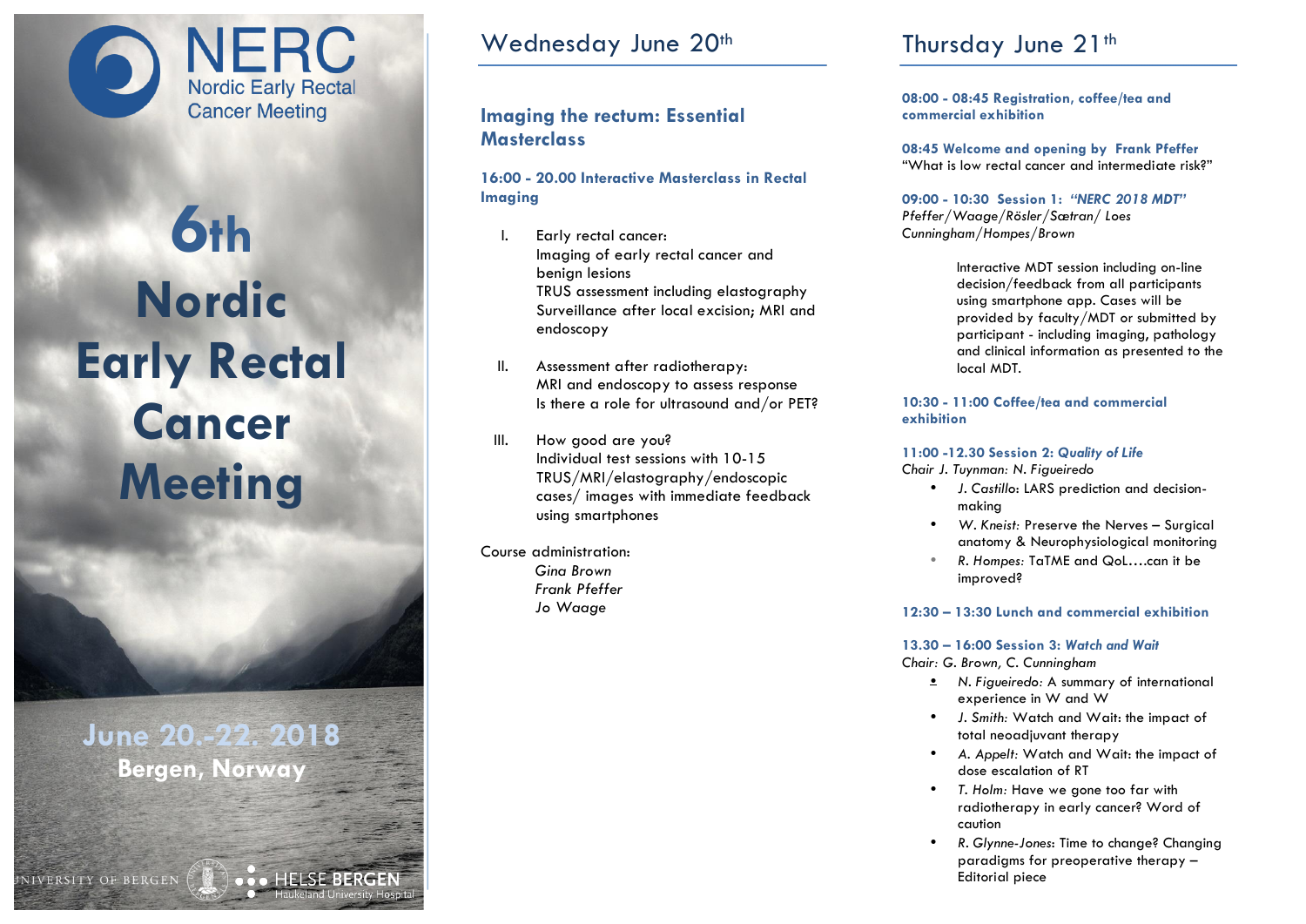# NERC

Nordic Early Rectal Cancer Meeting

# 6th Nordic Early Rectal Cancer Meeting

**June 20.-22. 2018**

**Bergen, Norway**

UNIVERSITY OF BERGEN

HELSE BERGEN
Haukeland University Hospital

## Wednesday June 20th

### Imaging the rectum: Essential Masterclass

**16:00 - 20.00 Interactive Masterclass in Rectal Imaging**

I. Early rectal cancer:
   Imaging of early rectal cancer and benign lesions
   TRUS assessment including elastography
   Surveillance after local excision; MRI and endoscopy

II. Assessment after radiotherapy:
   MRI and endoscopy to assess response
   Is there a role for ultrasound and/or PET?

III. How good are you?
   Individual test sessions with 10-15 TRUS/MRI/elastography/endoscopic cases/ images with immediate feedback using smartphones

Course administration:
*Gina Brown*
*Frank Pfeffer*
*Jo Waage*

## Thursday June 21th

**08:00 - 08:45 Registration, coffee/tea and commercial exhibition**

**08:45 Welcome and opening by Frank Pfeffer**
"What is low rectal cancer and intermediate risk?"

**09:00 - 10:30 Session 1: *"NERC 2018 MDT"***
*Pfeffer/Waage/Rösler/Sætran/ Loes Cunningham/Hompes/Brown*

Interactive MDT session including on-line decision/feedback from all participants using smartphone app. Cases will be provided by faculty/MDT or submitted by participant - including imaging, pathology and clinical information as presented to the local MDT.

**10:30 - 11:00 Coffee/tea and commercial exhibition**

**11:00 -12.30 Session 2: *Quality of Life***
*Chair J. Tuynman: N. Figueiredo*

- *J. Castillo*: LARS prediction and decision-making
- *W. Kneist:* Preserve the Nerves – Surgical anatomy & Neurophysiological monitoring
- *R. Hompes:* TaTME and QoL….can it be improved?

**12:30 – 13:30 Lunch and commercial exhibition**

**13.30 – 16:00 Session 3: *Watch and Wait***
*Chair: G. Brown, C. Cunningham*

- *N. Figueiredo:* A summary of international experience in W and W
- *J. Smith:* Watch and Wait: the impact of total neoadjuvant therapy
- *A. Appelt:* Watch and Wait: the impact of dose escalation of RT
- *T. Holm:* Have we gone too far with radiotherapy in early cancer? Word of caution
- *R. Glynne-Jones*: Time to change? Changing paradigms for preoperative therapy – Editorial piece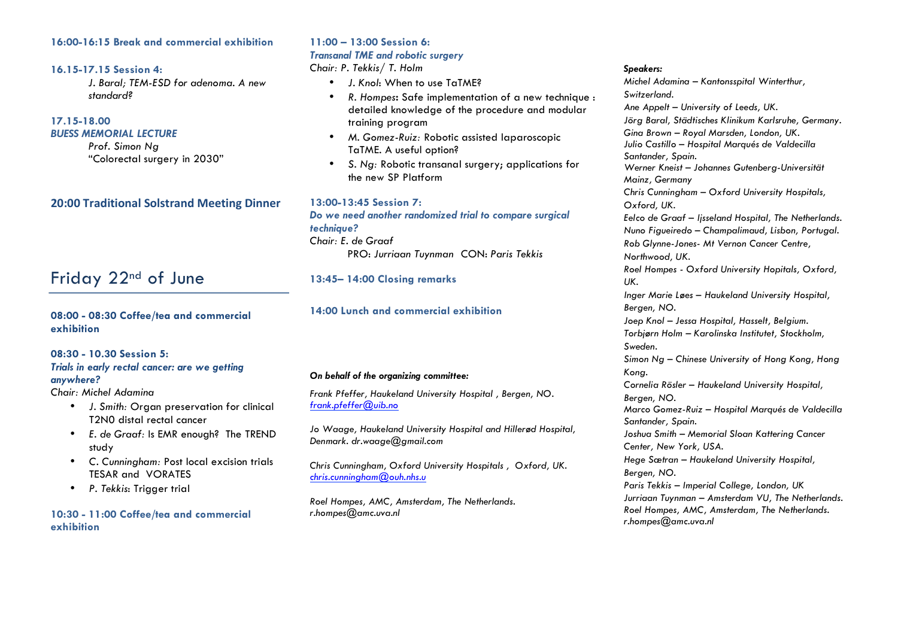**16:00-16:15 Break and commercial exhibition**

**16.15-17.15 Session 4:**

*J. Baral; TEM-ESD for adenoma. A new standard?*

**17.15-18.00**

***BUESS MEMORIAL LECTURE***

*Prof. Simon Ng*

"Colorectal surgery in 2030"

**20:00 Traditional Solstrand Meeting Dinner**

# Friday 22nd of June

**08:00 - 08:30 Coffee/tea and commercial exhibition**

**08:30 - 10.30 Session 5:**

***Trials in early rectal cancer: are we getting anywhere?***

*Chair: Michel Adamina*

- *J. Smith:* Organ preservation for clinical T2N0 distal rectal cancer
- *E. de Graaf:* Is EMR enough? The TREND study
- C. *Cunningham:* Post local excision trials TESAR and VORATES
- *P. Tekkis*: Trigger trial

**10:30 - 11:00 Coffee/tea and commercial exhibition**

**11:00 – 13:00 Session 6:**

***Transanal TME and robotic surgery***

*Chair: P. Tekkis/ T. Holm*

- *J. Knol*: When to use TaTME?
- *R. Hompes***:** Safe implementation of a new technique : detailed knowledge of the procedure and modular training program
- *M. Gomez-Ruiz:* Robotic assisted laparoscopic TaTME. A useful option?
- *S. Ng:* Robotic transanal surgery; applications for the new SP Platform

**13:00-13:45 Session 7:**

***Do we need another randomized trial to compare surgical technique?***

*Chair: E. de Graaf*

PRO: *Jurriaan Tuynman* CON: *Paris Tekkis*

**13:45– 14:00 Closing remarks**

**14:00 Lunch and commercial exhibition**

***On behalf of the organizing committee:***

*Frank Pfeffer, Haukeland University Hospital , Bergen, NO. frank.pfeffer@uib.no*

*Jo Waage, Haukeland University Hospital and Hillerød Hospital, Denmark. dr.waage@gmail.com*

*Chris Cunningham, Oxford University Hospitals , Oxford, UK. chris.cunningham@ouh.nhs.u*

*Roel Hompes, AMC, Amsterdam, The Netherlands. r.hompes@amc.uva.nl*

***Speakers:***

*Michel Adamina – Kantonsspital Winterthur, Switzerland.*
*Ane Appelt – University of Leeds, UK.*
*Jörg Baral, Städtisches Klinikum Karlsruhe, Germany.*
*Gina Brown – Royal Marsden, London, UK.*
*Julio Castillo – Hospital Marqués de Valdecilla Santander, Spain.*
*Werner Kneist – Johannes Gutenberg-Universität Mainz, Germany*
*Chris Cunningham – Oxford University Hospitals, Oxford, UK.*
*Eelco de Graaf – Ijsseland Hospital, The Netherlands.*
*Nuno Figueiredo – Champalimaud, Lisbon, Portugal.*
*Rob Glynne-Jones- Mt Vernon Cancer Centre, Northwood, UK.*
*Roel Hompes - Oxford University Hopitals, Oxford, UK.*
*Inger Marie Løes – Haukeland University Hospital, Bergen, NO.*
*Joep Knol – Jessa Hospital, Hasselt, Belgium.*
*Torbjørn Holm – Karolinska Institutet, Stockholm, Sweden.*
*Simon Ng – Chinese University of Hong Kong, Hong Kong.*
*Cornelia Rösler – Haukeland University Hospital, Bergen, NO.*
*Marco Gomez-Ruiz – Hospital Marqués de Valdecilla Santander, Spain.*
*Joshua Smith – Memorial Sloan Kattering Cancer Center, New York, USA.*
*Hege Sætran – Haukeland University Hospital, Bergen, NO.*
*Paris Tekkis – Imperial College, London, UK*
*Jurriaan Tuynman – Amsterdam VU, The Netherlands.*
*Roel Hompes, AMC, Amsterdam, The Netherlands. r.hompes@amc.uva.nl*